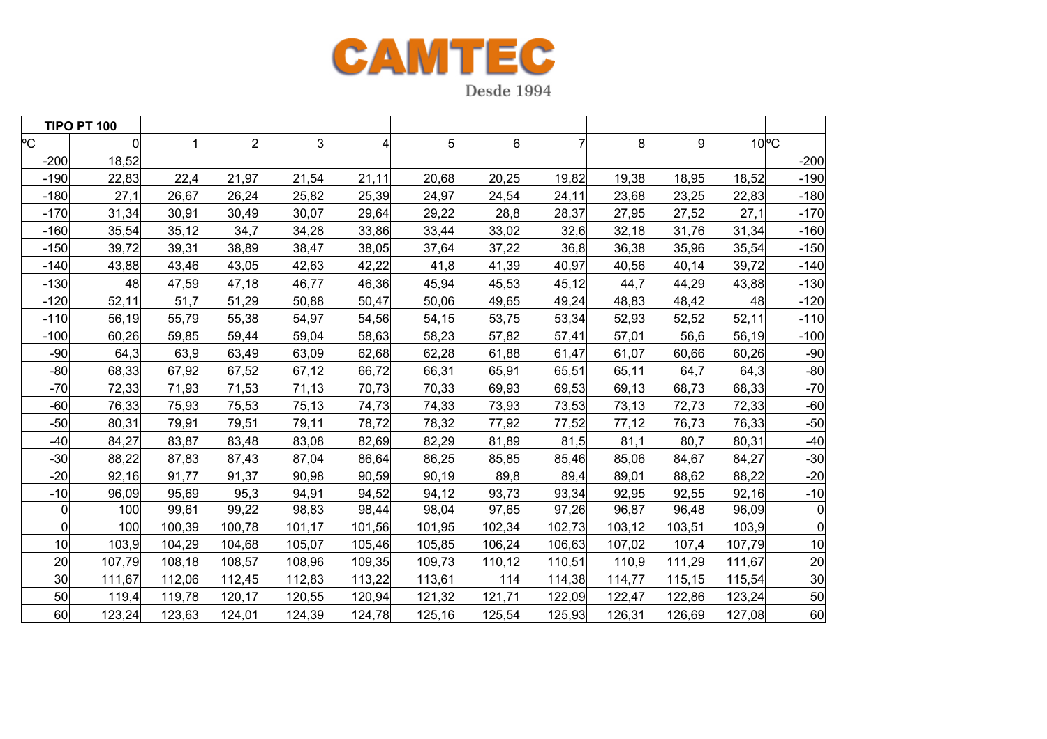# CAMTEC

Desde 1994

| TIPO PT 100 | | | | | | | | | | | |
|---|---|---|---|---|---|---|---|---|---|---|---|
| ºC | 0 | 1 | 2 | 3 | 4 | 5 | 6 | 7 | 8 | 9 | 10 ºC |
| -200 | 18,52 | | | | | | | | | | -200 |
| -190 | 22,83 | 22,4 | 21,97 | 21,54 | 21,11 | 20,68 | 20,25 | 19,82 | 19,38 | 18,95 | 18,52 -190 |
| -180 | 27,1 | 26,67 | 26,24 | 25,82 | 25,39 | 24,97 | 24,54 | 24,11 | 23,68 | 23,25 | 22,83 -180 |
| -170 | 31,34 | 30,91 | 30,49 | 30,07 | 29,64 | 29,22 | 28,8 | 28,37 | 27,95 | 27,52 | 27,1 -170 |
| -160 | 35,54 | 35,12 | 34,7 | 34,28 | 33,86 | 33,44 | 33,02 | 32,6 | 32,18 | 31,76 | 31,34 -160 |
| -150 | 39,72 | 39,31 | 38,89 | 38,47 | 38,05 | 37,64 | 37,22 | 36,8 | 36,38 | 35,96 | 35,54 -150 |
| -140 | 43,88 | 43,46 | 43,05 | 42,63 | 42,22 | 41,8 | 41,39 | 40,97 | 40,56 | 40,14 | 39,72 -140 |
| -130 | 48 | 47,59 | 47,18 | 46,77 | 46,36 | 45,94 | 45,53 | 45,12 | 44,7 | 44,29 | 43,88 -130 |
| -120 | 52,11 | 51,7 | 51,29 | 50,88 | 50,47 | 50,06 | 49,65 | 49,24 | 48,83 | 48,42 | 48 -120 |
| -110 | 56,19 | 55,79 | 55,38 | 54,97 | 54,56 | 54,15 | 53,75 | 53,34 | 52,93 | 52,52 | 52,11 -110 |
| -100 | 60,26 | 59,85 | 59,44 | 59,04 | 58,63 | 58,23 | 57,82 | 57,41 | 57,01 | 56,6 | 56,19 -100 |
| -90 | 64,3 | 63,9 | 63,49 | 63,09 | 62,68 | 62,28 | 61,88 | 61,47 | 61,07 | 60,66 | 60,26 -90 |
| -80 | 68,33 | 67,92 | 67,52 | 67,12 | 66,72 | 66,31 | 65,91 | 65,51 | 65,11 | 64,7 | 64,3 -80 |
| -70 | 72,33 | 71,93 | 71,53 | 71,13 | 70,73 | 70,33 | 69,93 | 69,53 | 69,13 | 68,73 | 68,33 -70 |
| -60 | 76,33 | 75,93 | 75,53 | 75,13 | 74,73 | 74,33 | 73,93 | 73,53 | 73,13 | 72,73 | 72,33 -60 |
| -50 | 80,31 | 79,91 | 79,51 | 79,11 | 78,72 | 78,32 | 77,92 | 77,52 | 77,12 | 76,73 | 76,33 -50 |
| -40 | 84,27 | 83,87 | 83,48 | 83,08 | 82,69 | 82,29 | 81,89 | 81,5 | 81,1 | 80,7 | 80,31 -40 |
| -30 | 88,22 | 87,83 | 87,43 | 87,04 | 86,64 | 86,25 | 85,85 | 85,46 | 85,06 | 84,67 | 84,27 -30 |
| -20 | 92,16 | 91,77 | 91,37 | 90,98 | 90,59 | 90,19 | 89,8 | 89,4 | 89,01 | 88,62 | 88,22 -20 |
| -10 | 96,09 | 95,69 | 95,3 | 94,91 | 94,52 | 94,12 | 93,73 | 93,34 | 92,95 | 92,55 | 92,16 -10 |
| 0 | 100 | 99,61 | 99,22 | 98,83 | 98,44 | 98,04 | 97,65 | 97,26 | 96,87 | 96,48 | 96,09 0 |
| 0 | 100 | 100,39 | 100,78 | 101,17 | 101,56 | 101,95 | 102,34 | 102,73 | 103,12 | 103,51 | 103,9 0 |
| 10 | 103,9 | 104,29 | 104,68 | 105,07 | 105,46 | 105,85 | 106,24 | 106,63 | 107,02 | 107,4 | 107,79 10 |
| 20 | 107,79 | 108,18 | 108,57 | 108,96 | 109,35 | 109,73 | 110,12 | 110,51 | 110,9 | 111,29 | 111,67 20 |
| 30 | 111,67 | 112,06 | 112,45 | 112,83 | 113,22 | 113,61 | 114 | 114,38 | 114,77 | 115,15 | 115,54 30 |
| 50 | 119,4 | 119,78 | 120,17 | 120,55 | 120,94 | 121,32 | 121,71 | 122,09 | 122,47 | 122,86 | 123,24 50 |
| 60 | 123,24 | 123,63 | 124,01 | 124,39 | 124,78 | 125,16 | 125,54 | 125,93 | 126,31 | 126,69 | 127,08 60 |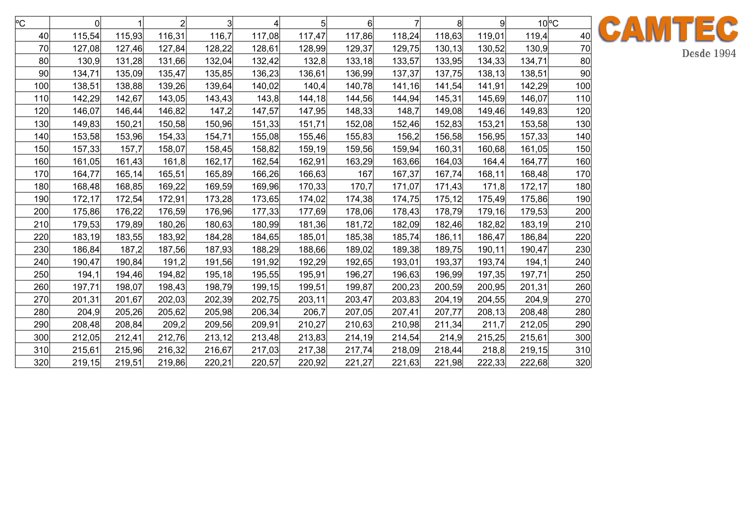| ºC | 0 | 1 | 2 | 3 | 4 | 5 | 6 | 7 | 8 | 9 | 10 | ºC |
|---|---|---|---|---|---|---|---|---|---|---|---|---|
| 40 | 115,54 | 115,93 | 116,31 | 116,7 | 117,08 | 117,47 | 117,86 | 118,24 | 118,63 | 119,01 | 119,4 | 40 |
| 70 | 127,08 | 127,46 | 127,84 | 128,22 | 128,61 | 128,99 | 129,37 | 129,75 | 130,13 | 130,52 | 130,9 | 70 |
| 80 | 130,9 | 131,28 | 131,66 | 132,04 | 132,42 | 132,8 | 133,18 | 133,57 | 133,95 | 134,33 | 134,71 | 80 |
| 90 | 134,71 | 135,09 | 135,47 | 135,85 | 136,23 | 136,61 | 136,99 | 137,37 | 137,75 | 138,13 | 138,51 | 90 |
| 100 | 138,51 | 138,88 | 139,26 | 139,64 | 140,02 | 140,4 | 140,78 | 141,16 | 141,54 | 141,91 | 142,29 | 100 |
| 110 | 142,29 | 142,67 | 143,05 | 143,43 | 143,8 | 144,18 | 144,56 | 144,94 | 145,31 | 145,69 | 146,07 | 110 |
| 120 | 146,07 | 146,44 | 146,82 | 147,2 | 147,57 | 147,95 | 148,33 | 148,7 | 149,08 | 149,46 | 149,83 | 120 |
| 130 | 149,83 | 150,21 | 150,58 | 150,96 | 151,33 | 151,71 | 152,08 | 152,46 | 152,83 | 153,21 | 153,58 | 130 |
| 140 | 153,58 | 153,96 | 154,33 | 154,71 | 155,08 | 155,46 | 155,83 | 156,2 | 156,58 | 156,95 | 157,33 | 140 |
| 150 | 157,33 | 157,7 | 158,07 | 158,45 | 158,82 | 159,19 | 159,56 | 159,94 | 160,31 | 160,68 | 161,05 | 150 |
| 160 | 161,05 | 161,43 | 161,8 | 162,17 | 162,54 | 162,91 | 163,29 | 163,66 | 164,03 | 164,4 | 164,77 | 160 |
| 170 | 164,77 | 165,14 | 165,51 | 165,89 | 166,26 | 166,63 | 167 | 167,37 | 167,74 | 168,11 | 168,48 | 170 |
| 180 | 168,48 | 168,85 | 169,22 | 169,59 | 169,96 | 170,33 | 170,7 | 171,07 | 171,43 | 171,8 | 172,17 | 180 |
| 190 | 172,17 | 172,54 | 172,91 | 173,28 | 173,65 | 174,02 | 174,38 | 174,75 | 175,12 | 175,49 | 175,86 | 190 |
| 200 | 175,86 | 176,22 | 176,59 | 176,96 | 177,33 | 177,69 | 178,06 | 178,43 | 178,79 | 179,16 | 179,53 | 200 |
| 210 | 179,53 | 179,89 | 180,26 | 180,63 | 180,99 | 181,36 | 181,72 | 182,09 | 182,46 | 182,82 | 183,19 | 210 |
| 220 | 183,19 | 183,55 | 183,92 | 184,28 | 184,65 | 185,01 | 185,38 | 185,74 | 186,11 | 186,47 | 186,84 | 220 |
| 230 | 186,84 | 187,2 | 187,56 | 187,93 | 188,29 | 188,66 | 189,02 | 189,38 | 189,75 | 190,11 | 190,47 | 230 |
| 240 | 190,47 | 190,84 | 191,2 | 191,56 | 191,92 | 192,29 | 192,65 | 193,01 | 193,37 | 193,74 | 194,1 | 240 |
| 250 | 194,1 | 194,46 | 194,82 | 195,18 | 195,55 | 195,91 | 196,27 | 196,63 | 196,99 | 197,35 | 197,71 | 250 |
| 260 | 197,71 | 198,07 | 198,43 | 198,79 | 199,15 | 199,51 | 199,87 | 200,23 | 200,59 | 200,95 | 201,31 | 260 |
| 270 | 201,31 | 201,67 | 202,03 | 202,39 | 202,75 | 203,11 | 203,47 | 203,83 | 204,19 | 204,55 | 204,9 | 270 |
| 280 | 204,9 | 205,26 | 205,62 | 205,98 | 206,34 | 206,7 | 207,05 | 207,41 | 207,77 | 208,13 | 208,48 | 280 |
| 290 | 208,48 | 208,84 | 209,2 | 209,56 | 209,91 | 210,27 | 210,63 | 210,98 | 211,34 | 211,7 | 212,05 | 290 |
| 300 | 212,05 | 212,41 | 212,76 | 213,12 | 213,48 | 213,83 | 214,19 | 214,54 | 214,9 | 215,25 | 215,61 | 300 |
| 310 | 215,61 | 215,96 | 216,32 | 216,67 | 217,03 | 217,38 | 217,74 | 218,09 | 218,44 | 218,8 | 219,15 | 310 |
| 320 | 219,15 | 219,51 | 219,86 | 220,21 | 220,57 | 220,92 | 221,27 | 221,63 | 221,98 | 222,33 | 222,68 | 320 |

CAMTEC
Desde 1994